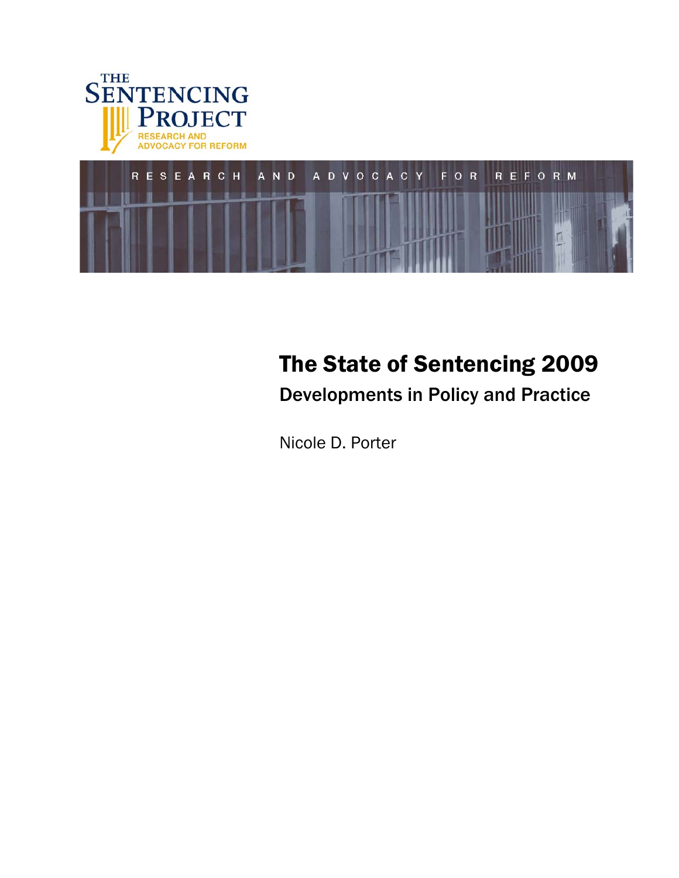THE SENTENCING PROJECT

RESEARCH AND ADVOCACY FOR REFORM

# The State of Sentencing 2009

## Developments in Policy and Practice

Nicole D. Porter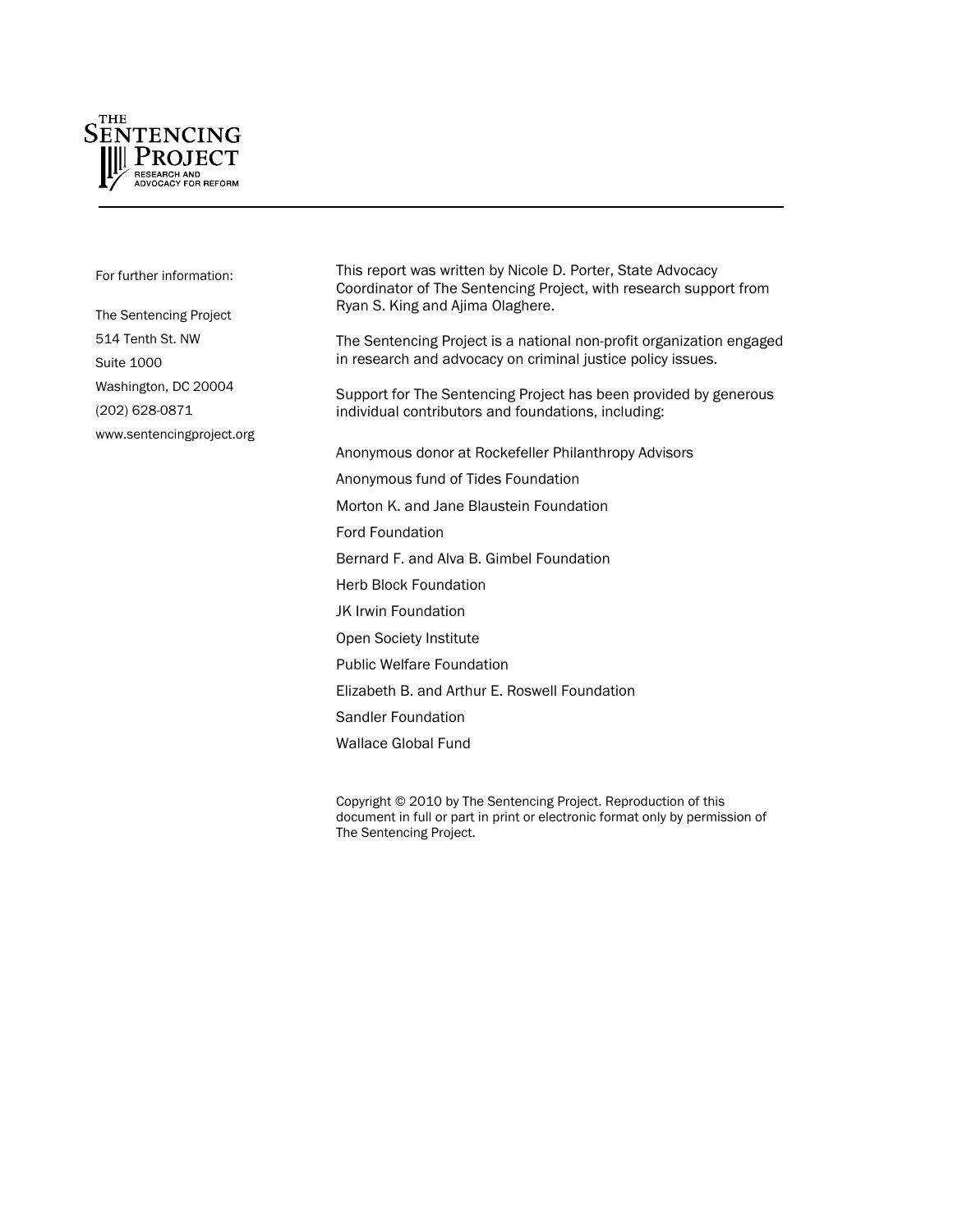THE SENTENCING PROJECT
RESEARCH AND ADVOCACY FOR REFORM

For further information:

The Sentencing Project
514 Tenth St. NW
Suite 1000
Washington, DC 20004
(202) 628-0871
www.sentencingproject.org

This report was written by Nicole D. Porter, State Advocacy Coordinator of The Sentencing Project, with research support from Ryan S. King and Ajima Olaghere.

The Sentencing Project is a national non-profit organization engaged in research and advocacy on criminal justice policy issues.

Support for The Sentencing Project has been provided by generous individual contributors and foundations, including:

Anonymous donor at Rockefeller Philanthropy Advisors

Anonymous fund of Tides Foundation

Morton K. and Jane Blaustein Foundation

Ford Foundation

Bernard F. and Alva B. Gimbel Foundation

Herb Block Foundation

JK Irwin Foundation

Open Society Institute

Public Welfare Foundation

Elizabeth B. and Arthur E. Roswell Foundation

Sandler Foundation

Wallace Global Fund

Copyright © 2010 by The Sentencing Project. Reproduction of this document in full or part in print or electronic format only by permission of The Sentencing Project.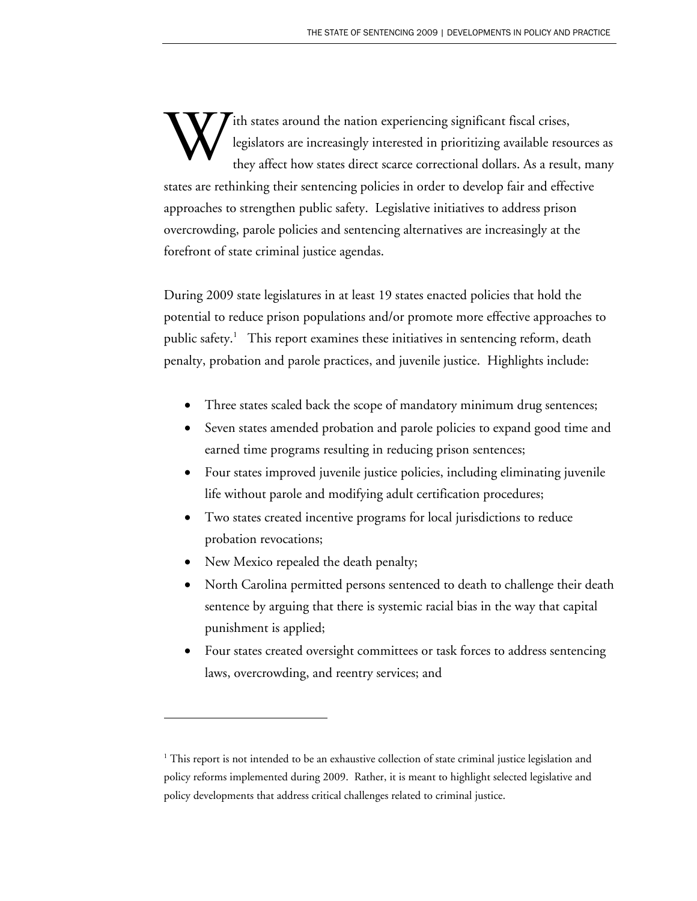With states around the nation experiencing significant fiscal crises, legislators are increasingly interested in prioritizing available resources as they affect how states direct scarce correctional dollars. As a result, many states are rethinking their sentencing policies in order to develop fair and effective approaches to strengthen public safety. Legislative initiatives to address prison overcrowding, parole policies and sentencing alternatives are increasingly at the forefront of state criminal justice agendas.

During 2009 state legislatures in at least 19 states enacted policies that hold the potential to reduce prison populations and/or promote more effective approaches to public safety.[1] This report examines these initiatives in sentencing reform, death penalty, probation and parole practices, and juvenile justice. Highlights include:

- Three states scaled back the scope of mandatory minimum drug sentences;
- Seven states amended probation and parole policies to expand good time and earned time programs resulting in reducing prison sentences;
- Four states improved juvenile justice policies, including eliminating juvenile life without parole and modifying adult certification procedures;
- Two states created incentive programs for local jurisdictions to reduce probation revocations;
- New Mexico repealed the death penalty;
- North Carolina permitted persons sentenced to death to challenge their death sentence by arguing that there is systemic racial bias in the way that capital punishment is applied;
- Four states created oversight committees or task forces to address sentencing laws, overcrowding, and reentry services; and

---

[1] This report is not intended to be an exhaustive collection of state criminal justice legislation and policy reforms implemented during 2009. Rather, it is meant to highlight selected legislative and policy developments that address critical challenges related to criminal justice.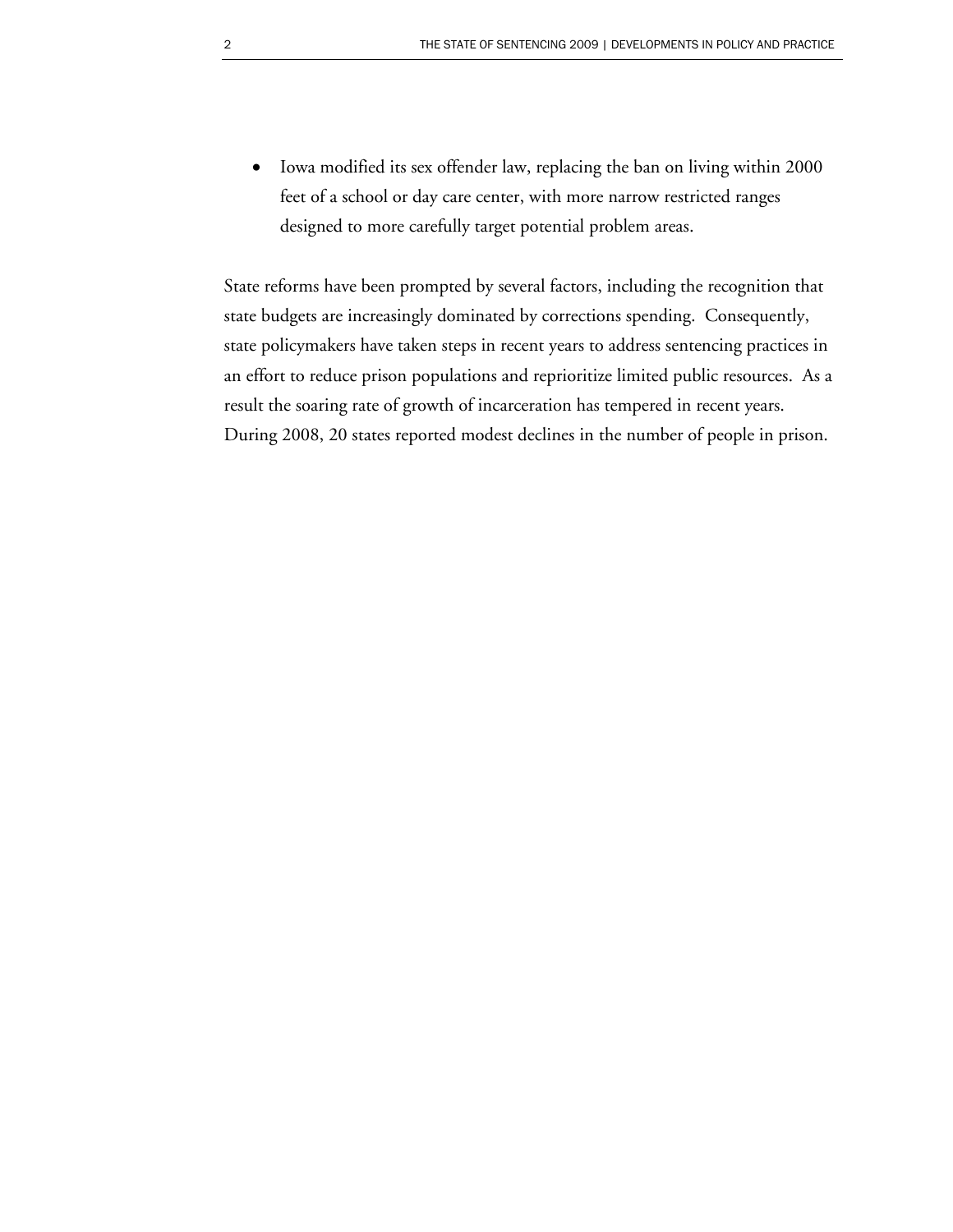- Iowa modified its sex offender law, replacing the ban on living within 2000 feet of a school or day care center, with more narrow restricted ranges designed to more carefully target potential problem areas.

State reforms have been prompted by several factors, including the recognition that state budgets are increasingly dominated by corrections spending. Consequently, state policymakers have taken steps in recent years to address sentencing practices in an effort to reduce prison populations and reprioritize limited public resources. As a result the soaring rate of growth of incarceration has tempered in recent years. During 2008, 20 states reported modest declines in the number of people in prison.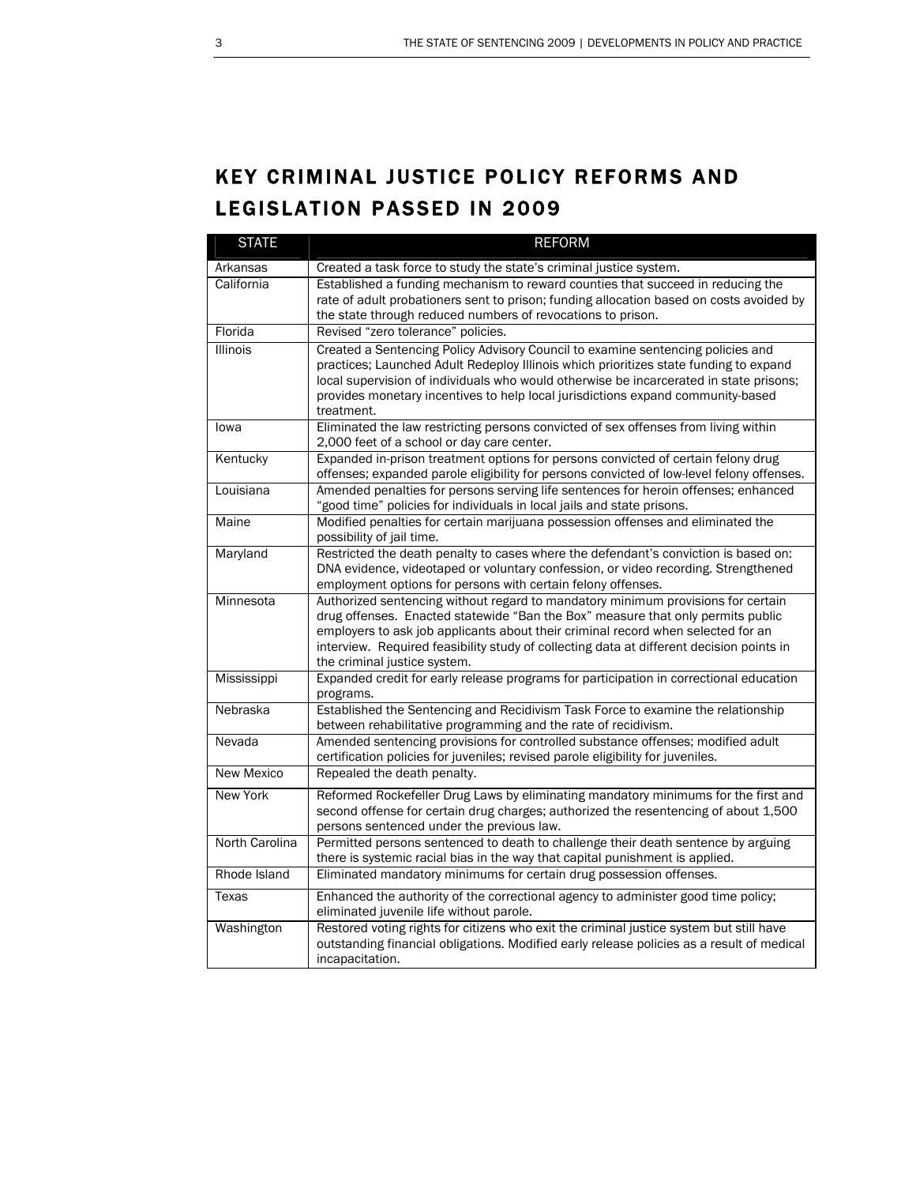# KEY CRIMINAL JUSTICE POLICY REFORMS AND LEGISLATION PASSED IN 2009

| STATE | REFORM |
|---|---|
| Arkansas | Created a task force to study the state's criminal justice system. |
| California | Established a funding mechanism to reward counties that succeed in reducing the rate of adult probationers sent to prison; funding allocation based on costs avoided by the state through reduced numbers of revocations to prison. |
| Florida | Revised "zero tolerance" policies. |
| Illinois | Created a Sentencing Policy Advisory Council to examine sentencing policies and practices; Launched Adult Redeploy Illinois which prioritizes state funding to expand local supervision of individuals who would otherwise be incarcerated in state prisons; provides monetary incentives to help local jurisdictions expand community-based treatment. |
| Iowa | Eliminated the law restricting persons convicted of sex offenses from living within 2,000 feet of a school or day care center. |
| Kentucky | Expanded in-prison treatment options for persons convicted of certain felony drug offenses; expanded parole eligibility for persons convicted of low-level felony offenses. |
| Louisiana | Amended penalties for persons serving life sentences for heroin offenses; enhanced "good time" policies for individuals in local jails and state prisons. |
| Maine | Modified penalties for certain marijuana possession offenses and eliminated the possibility of jail time. |
| Maryland | Restricted the death penalty to cases where the defendant's conviction is based on: DNA evidence, videotaped or voluntary confession, or video recording. Strengthened employment options for persons with certain felony offenses. |
| Minnesota | Authorized sentencing without regard to mandatory minimum provisions for certain drug offenses. Enacted statewide "Ban the Box" measure that only permits public employers to ask job applicants about their criminal record when selected for an interview. Required feasibility study of collecting data at different decision points in the criminal justice system. |
| Mississippi | Expanded credit for early release programs for participation in correctional education programs. |
| Nebraska | Established the Sentencing and Recidivism Task Force to examine the relationship between rehabilitative programming and the rate of recidivism. |
| Nevada | Amended sentencing provisions for controlled substance offenses; modified adult certification policies for juveniles; revised parole eligibility for juveniles. |
| New Mexico | Repealed the death penalty. |
| New York | Reformed Rockefeller Drug Laws by eliminating mandatory minimums for the first and second offense for certain drug charges; authorized the resentencing of about 1,500 persons sentenced under the previous law. |
| North Carolina | Permitted persons sentenced to death to challenge their death sentence by arguing there is systemic racial bias in the way that capital punishment is applied. |
| Rhode Island | Eliminated mandatory minimums for certain drug possession offenses. |
| Texas | Enhanced the authority of the correctional agency to administer good time policy; eliminated juvenile life without parole. |
| Washington | Restored voting rights for citizens who exit the criminal justice system but still have outstanding financial obligations. Modified early release policies as a result of medical incapacitation. |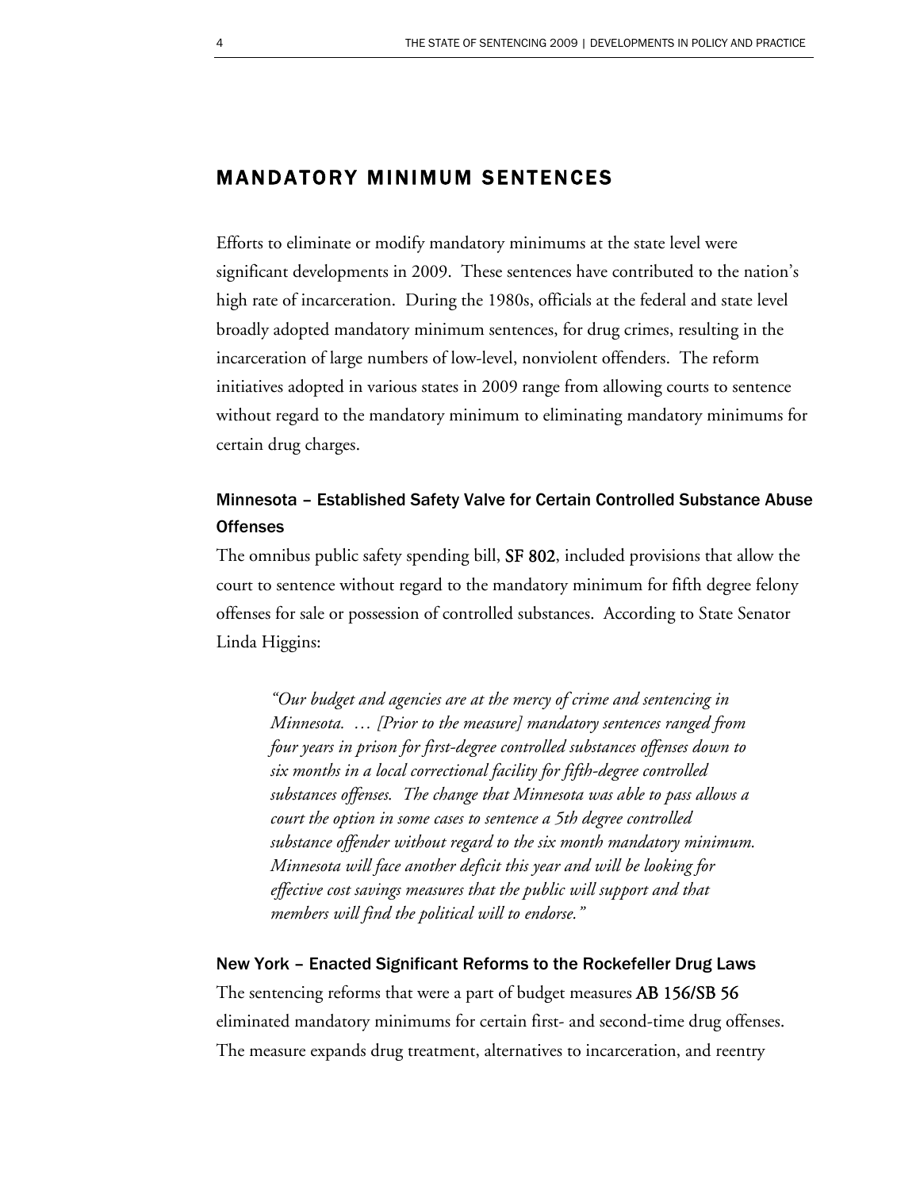## MANDATORY MINIMUM SENTENCES

Efforts to eliminate or modify mandatory minimums at the state level were significant developments in 2009. These sentences have contributed to the nation's high rate of incarceration. During the 1980s, officials at the federal and state level broadly adopted mandatory minimum sentences, for drug crimes, resulting in the incarceration of large numbers of low-level, nonviolent offenders. The reform initiatives adopted in various states in 2009 range from allowing courts to sentence without regard to the mandatory minimum to eliminating mandatory minimums for certain drug charges.

### Minnesota – Established Safety Valve for Certain Controlled Substance Abuse Offenses

The omnibus public safety spending bill, **SF 802**, included provisions that allow the court to sentence without regard to the mandatory minimum for fifth degree felony offenses for sale or possession of controlled substances. According to State Senator Linda Higgins:

> *"Our budget and agencies are at the mercy of crime and sentencing in Minnesota. … [Prior to the measure] mandatory sentences ranged from four years in prison for first-degree controlled substances offenses down to six months in a local correctional facility for fifth-degree controlled substances offenses. The change that Minnesota was able to pass allows a court the option in some cases to sentence a 5th degree controlled substance offender without regard to the six month mandatory minimum. Minnesota will face another deficit this year and will be looking for effective cost savings measures that the public will support and that members will find the political will to endorse."*

### New York – Enacted Significant Reforms to the Rockefeller Drug Laws

The sentencing reforms that were a part of budget measures **AB 156/SB 56** eliminated mandatory minimums for certain first- and second-time drug offenses. The measure expands drug treatment, alternatives to incarceration, and reentry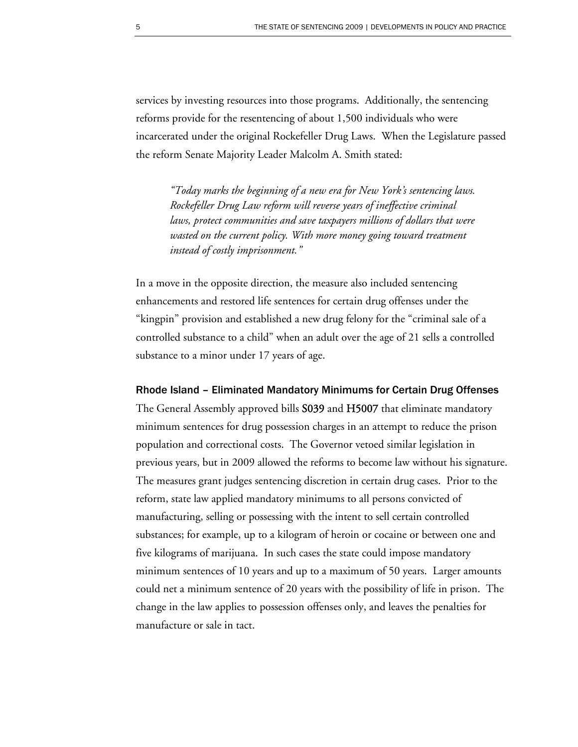services by investing resources into those programs. Additionally, the sentencing reforms provide for the resentencing of about 1,500 individuals who were incarcerated under the original Rockefeller Drug Laws. When the Legislature passed the reform Senate Majority Leader Malcolm A. Smith stated:

> *"Today marks the beginning of a new era for New York's sentencing laws. Rockefeller Drug Law reform will reverse years of ineffective criminal laws, protect communities and save taxpayers millions of dollars that were wasted on the current policy. With more money going toward treatment instead of costly imprisonment."*

In a move in the opposite direction, the measure also included sentencing enhancements and restored life sentences for certain drug offenses under the "kingpin" provision and established a new drug felony for the "criminal sale of a controlled substance to a child" when an adult over the age of 21 sells a controlled substance to a minor under 17 years of age.

### Rhode Island – Eliminated Mandatory Minimums for Certain Drug Offenses

The General Assembly approved bills S039 and H5007 that eliminate mandatory minimum sentences for drug possession charges in an attempt to reduce the prison population and correctional costs. The Governor vetoed similar legislation in previous years, but in 2009 allowed the reforms to become law without his signature. The measures grant judges sentencing discretion in certain drug cases. Prior to the reform, state law applied mandatory minimums to all persons convicted of manufacturing, selling or possessing with the intent to sell certain controlled substances; for example, up to a kilogram of heroin or cocaine or between one and five kilograms of marijuana. In such cases the state could impose mandatory minimum sentences of 10 years and up to a maximum of 50 years. Larger amounts could net a minimum sentence of 20 years with the possibility of life in prison. The change in the law applies to possession offenses only, and leaves the penalties for manufacture or sale in tact.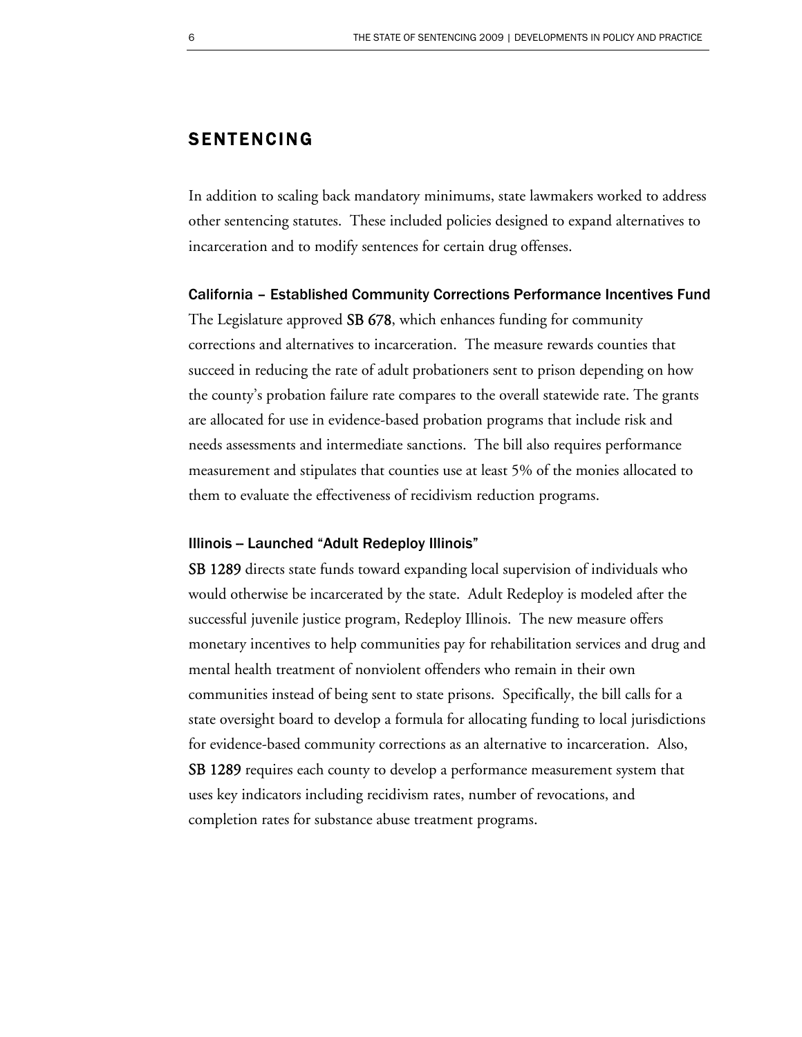## SENTENCING

In addition to scaling back mandatory minimums, state lawmakers worked to address other sentencing statutes. These included policies designed to expand alternatives to incarceration and to modify sentences for certain drug offenses.

### California – Established Community Corrections Performance Incentives Fund

The Legislature approved **SB 678**, which enhances funding for community corrections and alternatives to incarceration. The measure rewards counties that succeed in reducing the rate of adult probationers sent to prison depending on how the county's probation failure rate compares to the overall statewide rate. The grants are allocated for use in evidence-based probation programs that include risk and needs assessments and intermediate sanctions. The bill also requires performance measurement and stipulates that counties use at least 5% of the monies allocated to them to evaluate the effectiveness of recidivism reduction programs.

### Illinois – Launched "Adult Redeploy Illinois"

**SB 1289** directs state funds toward expanding local supervision of individuals who would otherwise be incarcerated by the state. Adult Redeploy is modeled after the successful juvenile justice program, Redeploy Illinois. The new measure offers monetary incentives to help communities pay for rehabilitation services and drug and mental health treatment of nonviolent offenders who remain in their own communities instead of being sent to state prisons. Specifically, the bill calls for a state oversight board to develop a formula for allocating funding to local jurisdictions for evidence-based community corrections as an alternative to incarceration. Also, **SB 1289** requires each county to develop a performance measurement system that uses key indicators including recidivism rates, number of revocations, and completion rates for substance abuse treatment programs.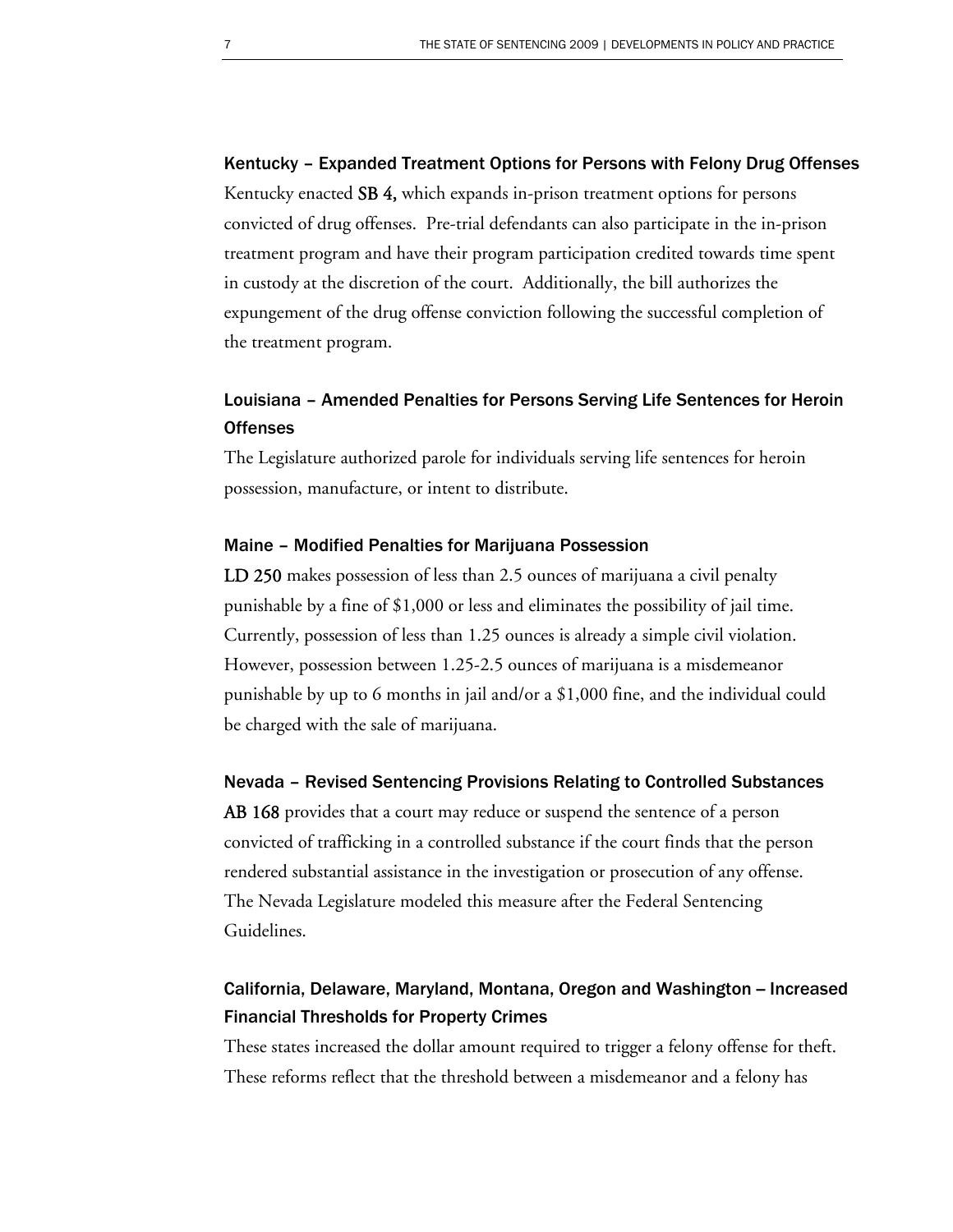### Kentucky – Expanded Treatment Options for Persons with Felony Drug Offenses

Kentucky enacted **SB 4,** which expands in-prison treatment options for persons convicted of drug offenses. Pre-trial defendants can also participate in the in-prison treatment program and have their program participation credited towards time spent in custody at the discretion of the court. Additionally, the bill authorizes the expungement of the drug offense conviction following the successful completion of the treatment program.

### Louisiana – Amended Penalties for Persons Serving Life Sentences for Heroin Offenses

The Legislature authorized parole for individuals serving life sentences for heroin possession, manufacture, or intent to distribute.

### Maine – Modified Penalties for Marijuana Possession

**LD 250** makes possession of less than 2.5 ounces of marijuana a civil penalty punishable by a fine of $1,000 or less and eliminates the possibility of jail time. Currently, possession of less than 1.25 ounces is already a simple civil violation. However, possession between 1.25-2.5 ounces of marijuana is a misdemeanor punishable by up to 6 months in jail and/or a $1,000 fine, and the individual could be charged with the sale of marijuana.

### Nevada – Revised Sentencing Provisions Relating to Controlled Substances

**AB 168** provides that a court may reduce or suspend the sentence of a person convicted of trafficking in a controlled substance if the court finds that the person rendered substantial assistance in the investigation or prosecution of any offense. The Nevada Legislature modeled this measure after the Federal Sentencing Guidelines.

### California, Delaware, Maryland, Montana, Oregon and Washington – Increased Financial Thresholds for Property Crimes

These states increased the dollar amount required to trigger a felony offense for theft. These reforms reflect that the threshold between a misdemeanor and a felony has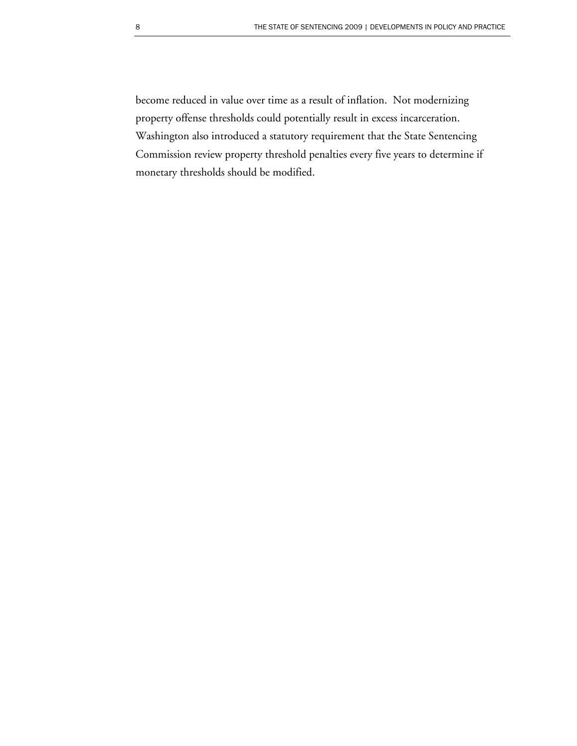become reduced in value over time as a result of inflation. Not modernizing property offense thresholds could potentially result in excess incarceration. Washington also introduced a statutory requirement that the State Sentencing Commission review property threshold penalties every five years to determine if monetary thresholds should be modified.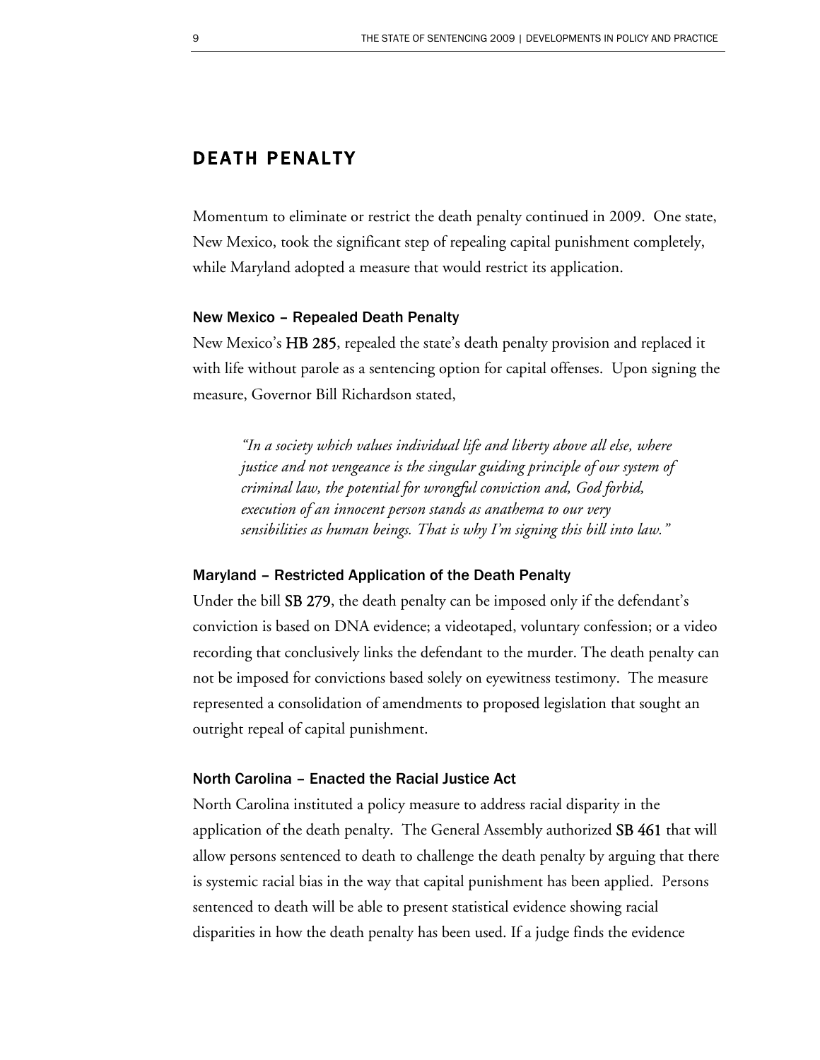## DEATH PENALTY

Momentum to eliminate or restrict the death penalty continued in 2009. One state, New Mexico, took the significant step of repealing capital punishment completely, while Maryland adopted a measure that would restrict its application.

### New Mexico – Repealed Death Penalty

New Mexico's HB 285, repealed the state's death penalty provision and replaced it with life without parole as a sentencing option for capital offenses. Upon signing the measure, Governor Bill Richardson stated,

> *"In a society which values individual life and liberty above all else, where justice and not vengeance is the singular guiding principle of our system of criminal law, the potential for wrongful conviction and, God forbid, execution of an innocent person stands as anathema to our very sensibilities as human beings. That is why I'm signing this bill into law."*

### Maryland – Restricted Application of the Death Penalty

Under the bill SB 279, the death penalty can be imposed only if the defendant's conviction is based on DNA evidence; a videotaped, voluntary confession; or a video recording that conclusively links the defendant to the murder. The death penalty can not be imposed for convictions based solely on eyewitness testimony. The measure represented a consolidation of amendments to proposed legislation that sought an outright repeal of capital punishment.

### North Carolina – Enacted the Racial Justice Act

North Carolina instituted a policy measure to address racial disparity in the application of the death penalty. The General Assembly authorized SB 461 that will allow persons sentenced to death to challenge the death penalty by arguing that there is systemic racial bias in the way that capital punishment has been applied. Persons sentenced to death will be able to present statistical evidence showing racial disparities in how the death penalty has been used. If a judge finds the evidence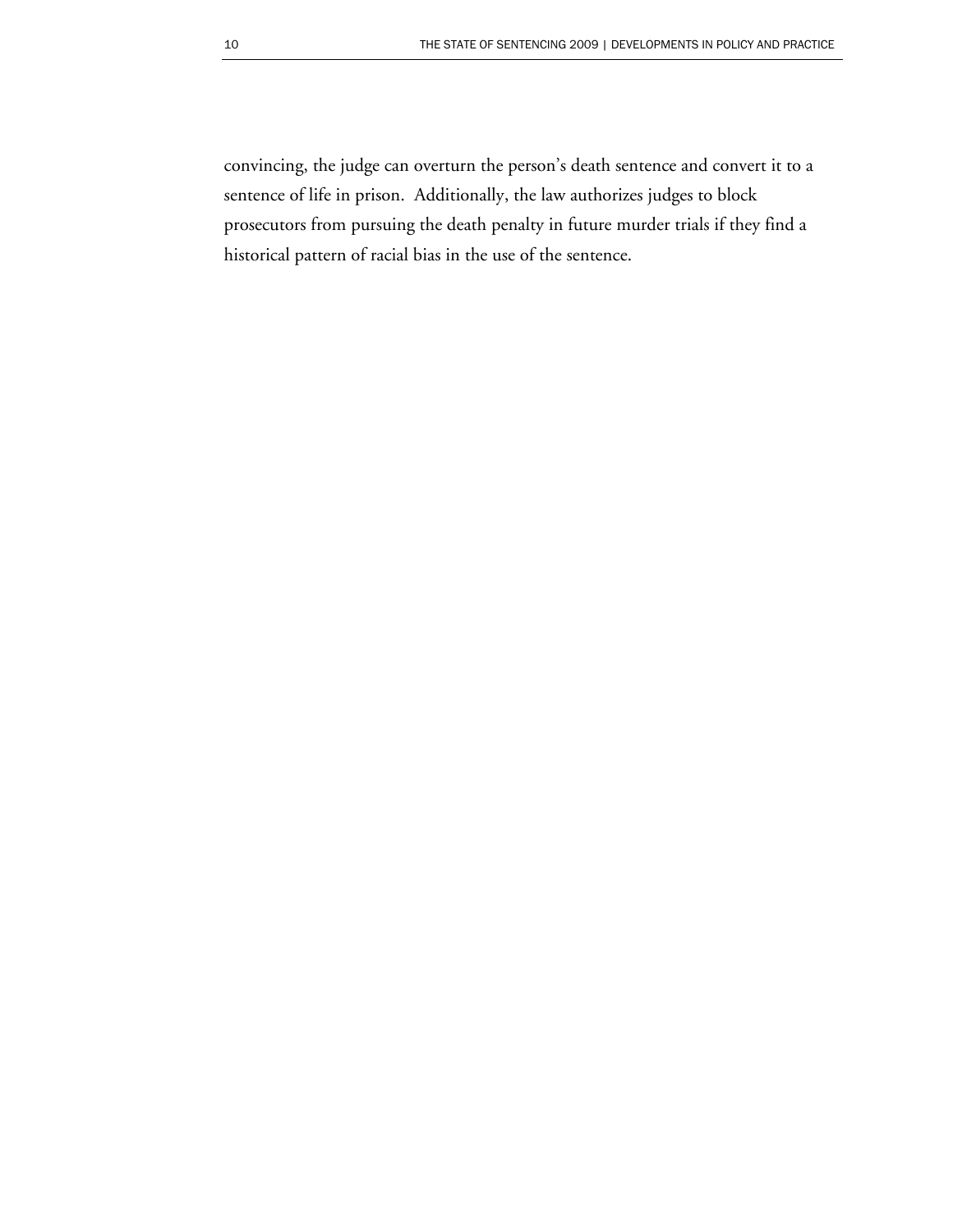convincing, the judge can overturn the person's death sentence and convert it to a sentence of life in prison. Additionally, the law authorizes judges to block prosecutors from pursuing the death penalty in future murder trials if they find a historical pattern of racial bias in the use of the sentence.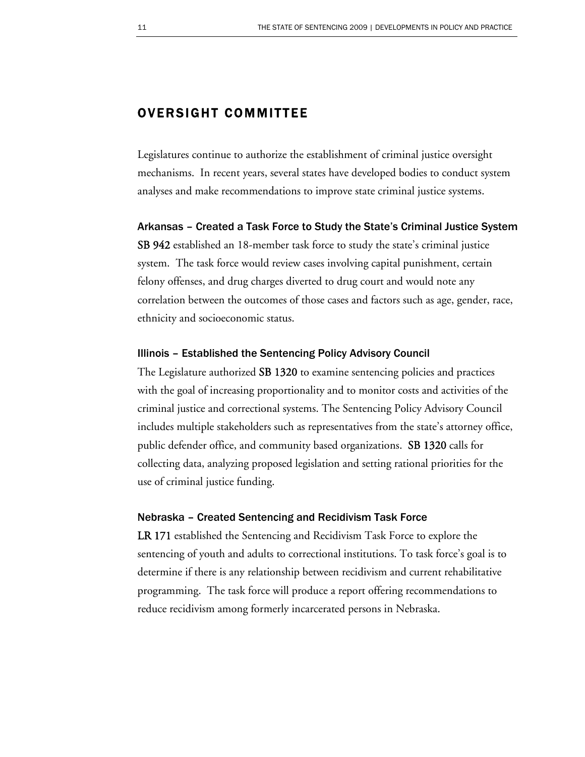## OVERSIGHT COMMITTEE

Legislatures continue to authorize the establishment of criminal justice oversight mechanisms. In recent years, several states have developed bodies to conduct system analyses and make recommendations to improve state criminal justice systems.

### Arkansas – Created a Task Force to Study the State's Criminal Justice System

**SB 942** established an 18-member task force to study the state's criminal justice system. The task force would review cases involving capital punishment, certain felony offenses, and drug charges diverted to drug court and would note any correlation between the outcomes of those cases and factors such as age, gender, race, ethnicity and socioeconomic status.

### Illinois – Established the Sentencing Policy Advisory Council

The Legislature authorized **SB 1320** to examine sentencing policies and practices with the goal of increasing proportionality and to monitor costs and activities of the criminal justice and correctional systems. The Sentencing Policy Advisory Council includes multiple stakeholders such as representatives from the state's attorney office, public defender office, and community based organizations. **SB 1320** calls for collecting data, analyzing proposed legislation and setting rational priorities for the use of criminal justice funding.

### Nebraska – Created Sentencing and Recidivism Task Force

**LR 171** established the Sentencing and Recidivism Task Force to explore the sentencing of youth and adults to correctional institutions. To task force's goal is to determine if there is any relationship between recidivism and current rehabilitative programming. The task force will produce a report offering recommendations to reduce recidivism among formerly incarcerated persons in Nebraska.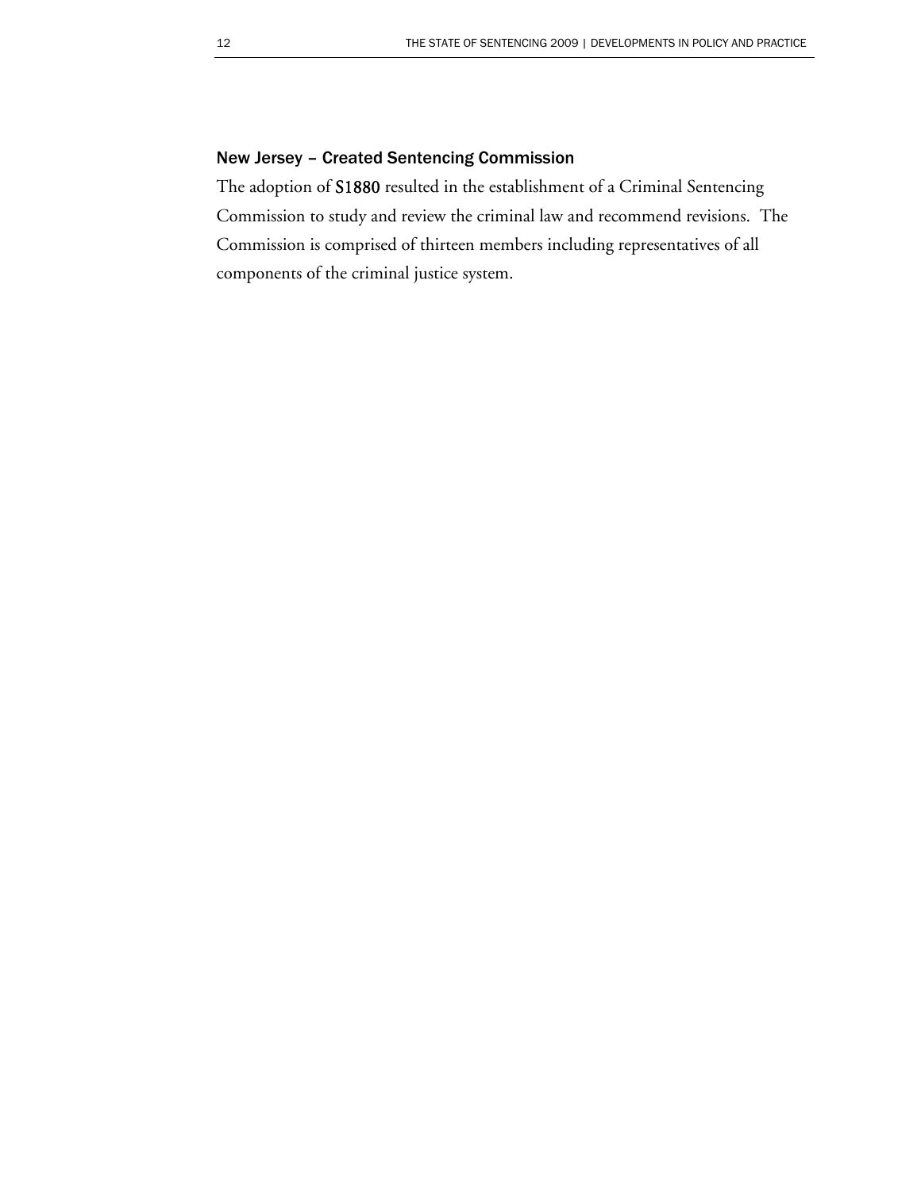### New Jersey – Created Sentencing Commission

The adoption of **S1880** resulted in the establishment of a Criminal Sentencing Commission to study and review the criminal law and recommend revisions. The Commission is comprised of thirteen members including representatives of all components of the criminal justice system.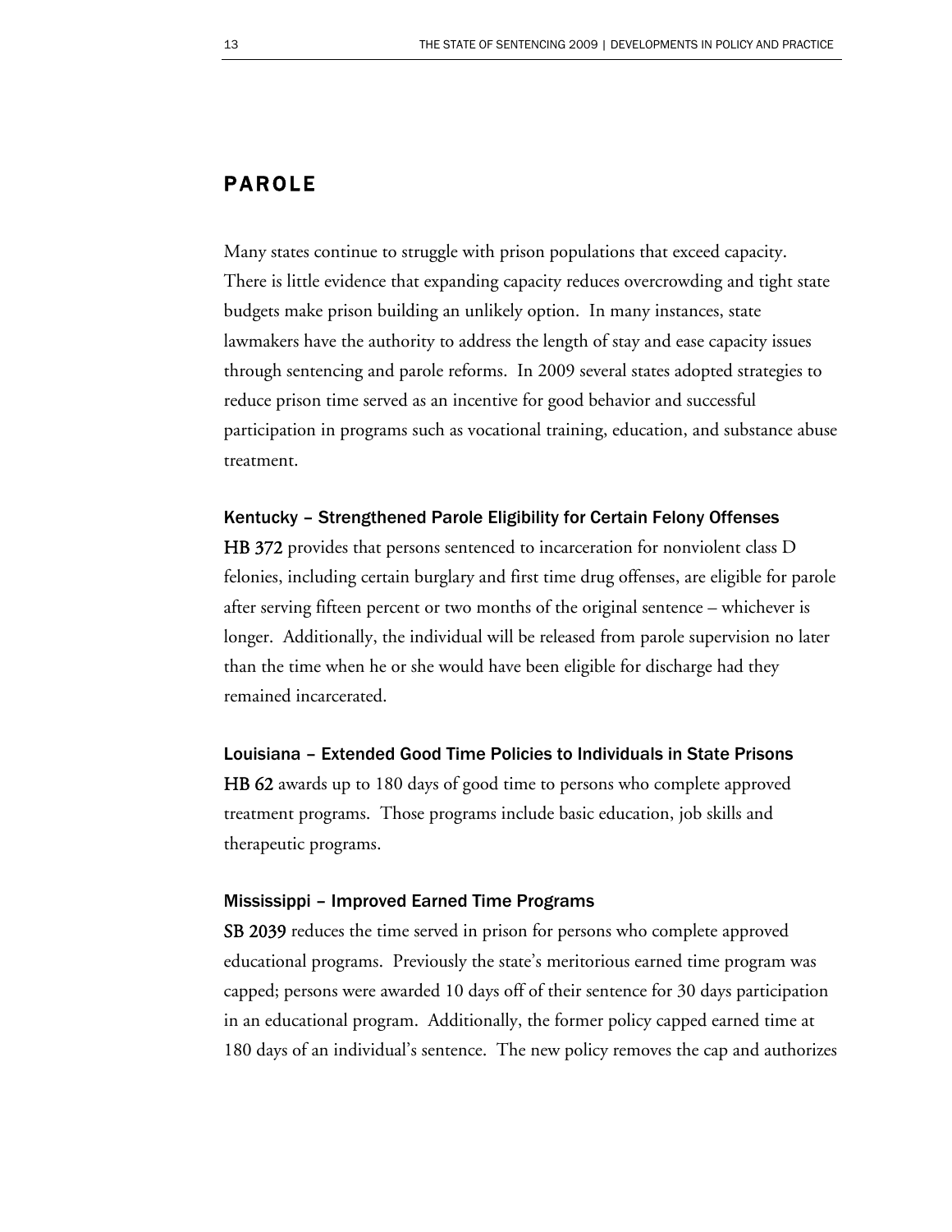## PAROLE

Many states continue to struggle with prison populations that exceed capacity. There is little evidence that expanding capacity reduces overcrowding and tight state budgets make prison building an unlikely option. In many instances, state lawmakers have the authority to address the length of stay and ease capacity issues through sentencing and parole reforms. In 2009 several states adopted strategies to reduce prison time served as an incentive for good behavior and successful participation in programs such as vocational training, education, and substance abuse treatment.

### Kentucky – Strengthened Parole Eligibility for Certain Felony Offenses

**HB 372** provides that persons sentenced to incarceration for nonviolent class D felonies, including certain burglary and first time drug offenses, are eligible for parole after serving fifteen percent or two months of the original sentence – whichever is longer. Additionally, the individual will be released from parole supervision no later than the time when he or she would have been eligible for discharge had they remained incarcerated.

### Louisiana – Extended Good Time Policies to Individuals in State Prisons

**HB 62** awards up to 180 days of good time to persons who complete approved treatment programs. Those programs include basic education, job skills and therapeutic programs.

### Mississippi – Improved Earned Time Programs

**SB 2039** reduces the time served in prison for persons who complete approved educational programs. Previously the state's meritorious earned time program was capped; persons were awarded 10 days off of their sentence for 30 days participation in an educational program. Additionally, the former policy capped earned time at 180 days of an individual's sentence. The new policy removes the cap and authorizes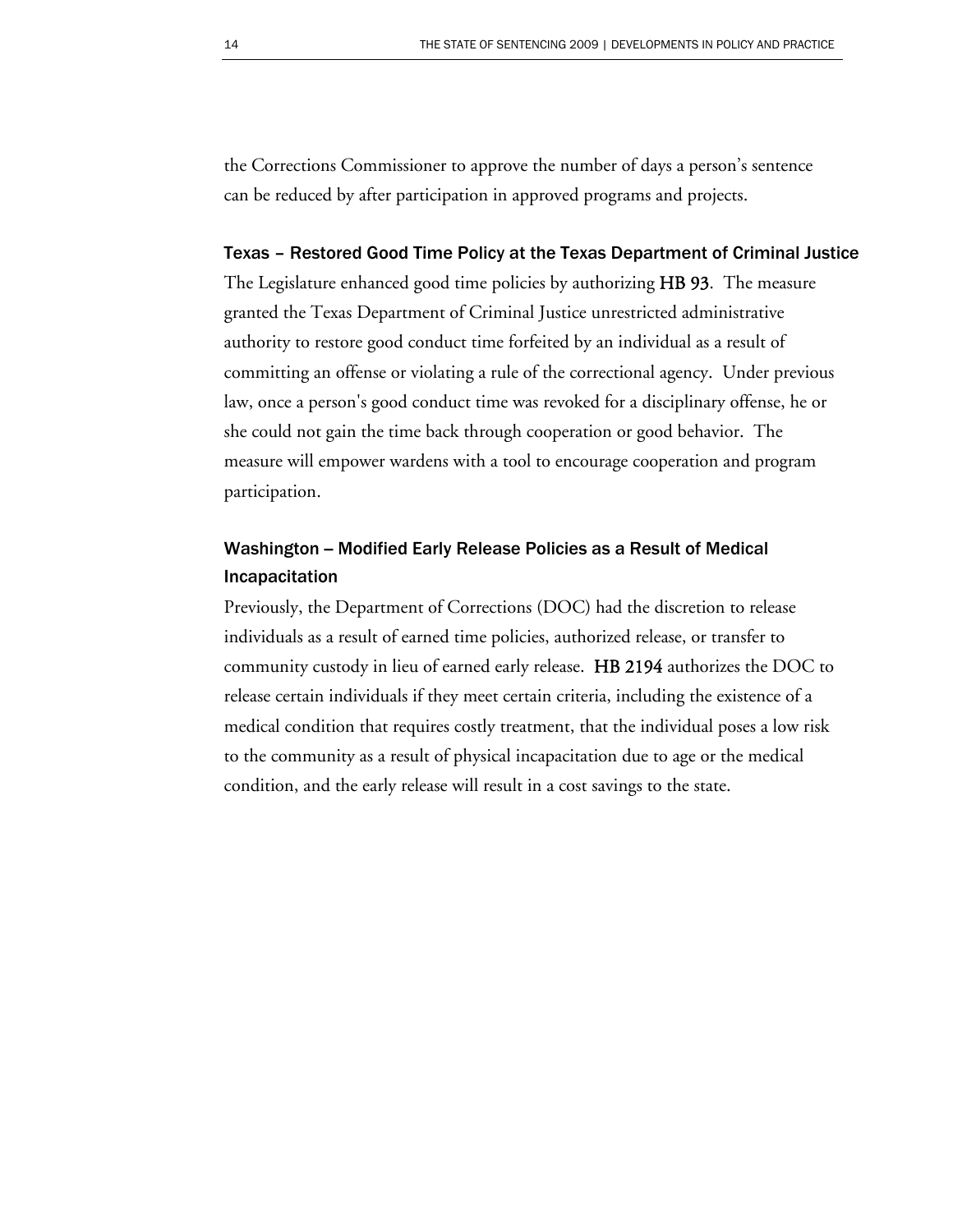the Corrections Commissioner to approve the number of days a person's sentence can be reduced by after participation in approved programs and projects.

### Texas – Restored Good Time Policy at the Texas Department of Criminal Justice

The Legislature enhanced good time policies by authorizing **HB 93**. The measure granted the Texas Department of Criminal Justice unrestricted administrative authority to restore good conduct time forfeited by an individual as a result of committing an offense or violating a rule of the correctional agency. Under previous law, once a person's good conduct time was revoked for a disciplinary offense, he or she could not gain the time back through cooperation or good behavior. The measure will empower wardens with a tool to encourage cooperation and program participation.

### Washington – Modified Early Release Policies as a Result of Medical Incapacitation

Previously, the Department of Corrections (DOC) had the discretion to release individuals as a result of earned time policies, authorized release, or transfer to community custody in lieu of earned early release. **HB 2194** authorizes the DOC to release certain individuals if they meet certain criteria, including the existence of a medical condition that requires costly treatment, that the individual poses a low risk to the community as a result of physical incapacitation due to age or the medical condition, and the early release will result in a cost savings to the state.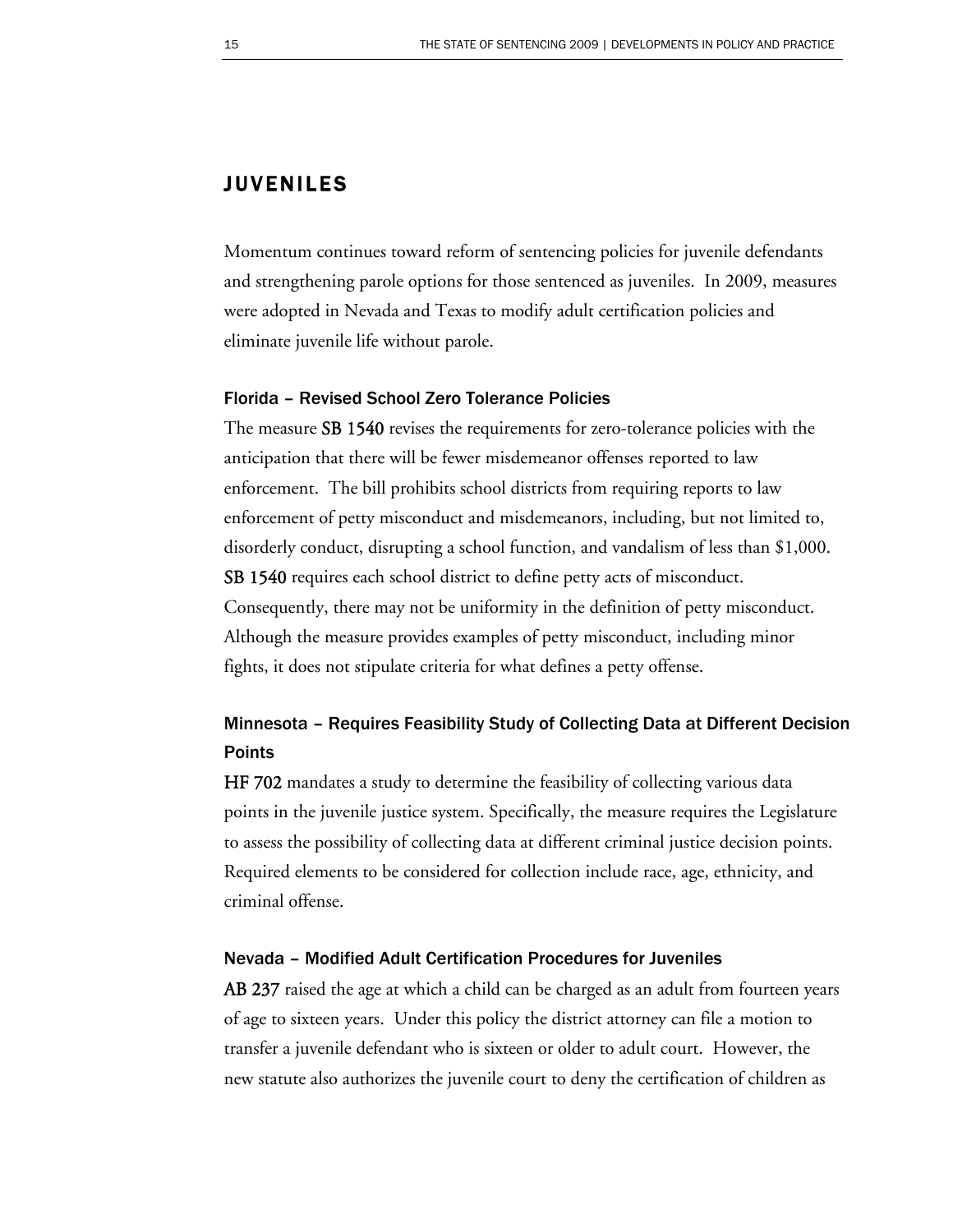## JUVENILES

Momentum continues toward reform of sentencing policies for juvenile defendants and strengthening parole options for those sentenced as juveniles. In 2009, measures were adopted in Nevada and Texas to modify adult certification policies and eliminate juvenile life without parole.

### Florida – Revised School Zero Tolerance Policies

The measure **SB 1540** revises the requirements for zero-tolerance policies with the anticipation that there will be fewer misdemeanor offenses reported to law enforcement. The bill prohibits school districts from requiring reports to law enforcement of petty misconduct and misdemeanors, including, but not limited to, disorderly conduct, disrupting a school function, and vandalism of less than $1,000. **SB 1540** requires each school district to define petty acts of misconduct. Consequently, there may not be uniformity in the definition of petty misconduct. Although the measure provides examples of petty misconduct, including minor fights, it does not stipulate criteria for what defines a petty offense.

### Minnesota – Requires Feasibility Study of Collecting Data at Different Decision Points

**HF 702** mandates a study to determine the feasibility of collecting various data points in the juvenile justice system. Specifically, the measure requires the Legislature to assess the possibility of collecting data at different criminal justice decision points. Required elements to be considered for collection include race, age, ethnicity, and criminal offense.

### Nevada – Modified Adult Certification Procedures for Juveniles

**AB 237** raised the age at which a child can be charged as an adult from fourteen years of age to sixteen years. Under this policy the district attorney can file a motion to transfer a juvenile defendant who is sixteen or older to adult court. However, the new statute also authorizes the juvenile court to deny the certification of children as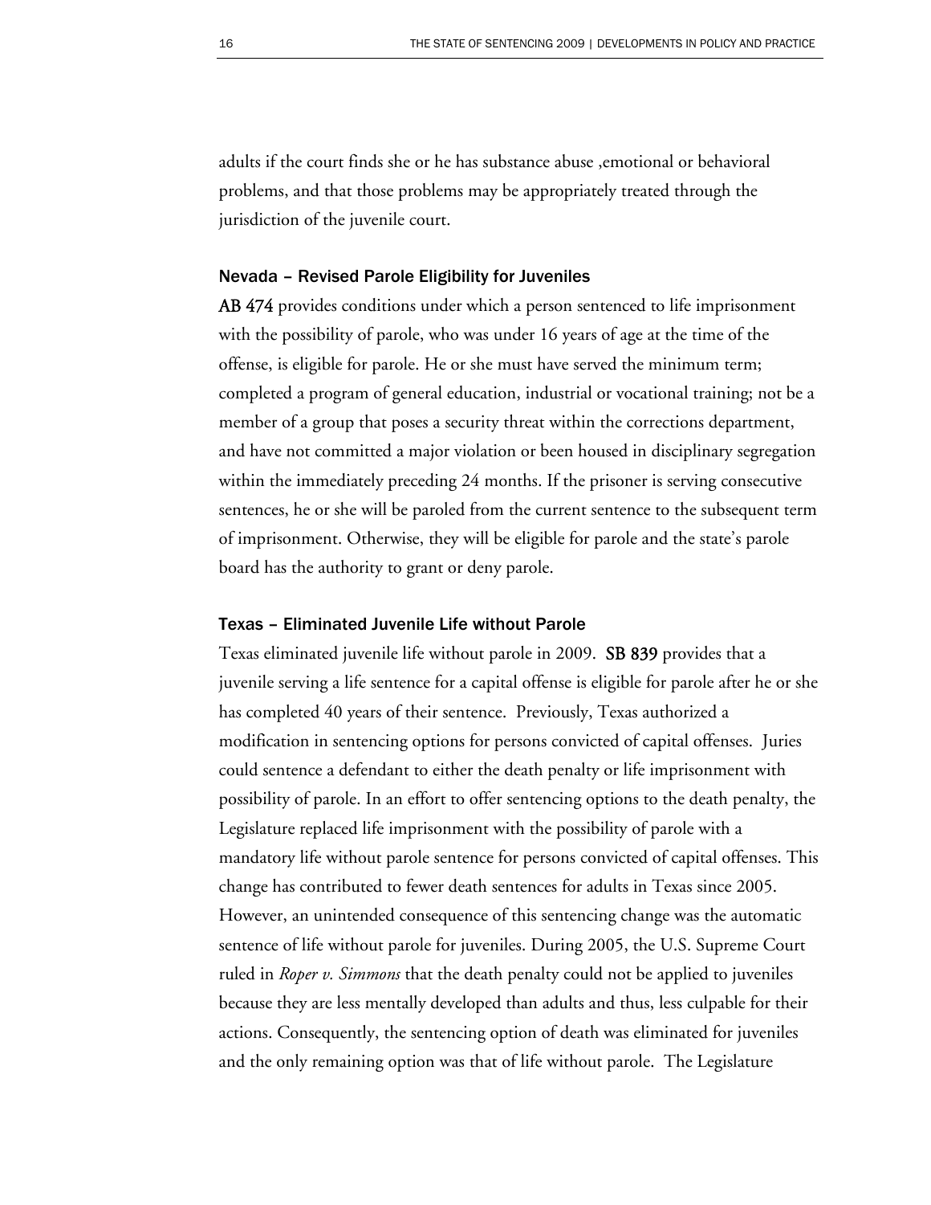adults if the court finds she or he has substance abuse ,emotional or behavioral problems, and that those problems may be appropriately treated through the jurisdiction of the juvenile court.

### Nevada – Revised Parole Eligibility for Juveniles

**AB 474** provides conditions under which a person sentenced to life imprisonment with the possibility of parole, who was under 16 years of age at the time of the offense, is eligible for parole. He or she must have served the minimum term; completed a program of general education, industrial or vocational training; not be a member of a group that poses a security threat within the corrections department, and have not committed a major violation or been housed in disciplinary segregation within the immediately preceding 24 months. If the prisoner is serving consecutive sentences, he or she will be paroled from the current sentence to the subsequent term of imprisonment. Otherwise, they will be eligible for parole and the state's parole board has the authority to grant or deny parole.

### Texas – Eliminated Juvenile Life without Parole

Texas eliminated juvenile life without parole in 2009. **SB 839** provides that a juvenile serving a life sentence for a capital offense is eligible for parole after he or she has completed 40 years of their sentence. Previously, Texas authorized a modification in sentencing options for persons convicted of capital offenses. Juries could sentence a defendant to either the death penalty or life imprisonment with possibility of parole. In an effort to offer sentencing options to the death penalty, the Legislature replaced life imprisonment with the possibility of parole with a mandatory life without parole sentence for persons convicted of capital offenses. This change has contributed to fewer death sentences for adults in Texas since 2005. However, an unintended consequence of this sentencing change was the automatic sentence of life without parole for juveniles. During 2005, the U.S. Supreme Court ruled in *Roper v. Simmons* that the death penalty could not be applied to juveniles because they are less mentally developed than adults and thus, less culpable for their actions. Consequently, the sentencing option of death was eliminated for juveniles and the only remaining option was that of life without parole. The Legislature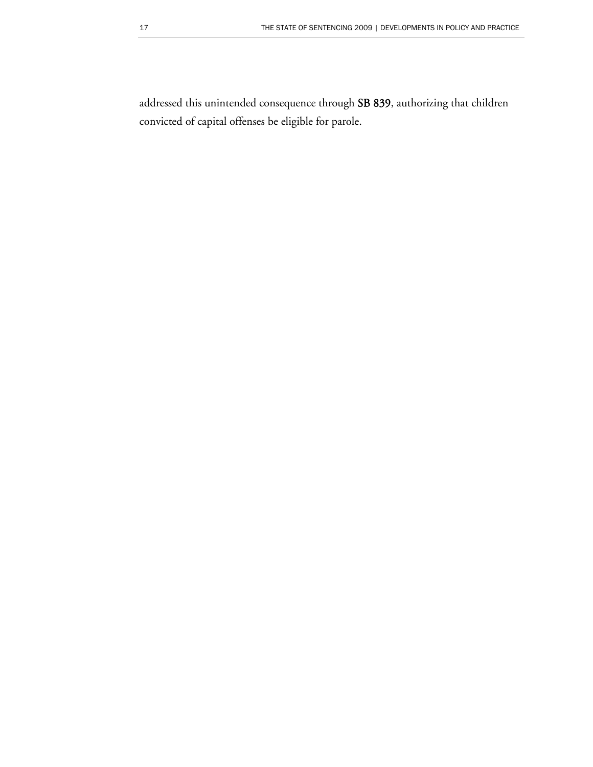addressed this unintended consequence through **SB 839**, authorizing that children convicted of capital offenses be eligible for parole.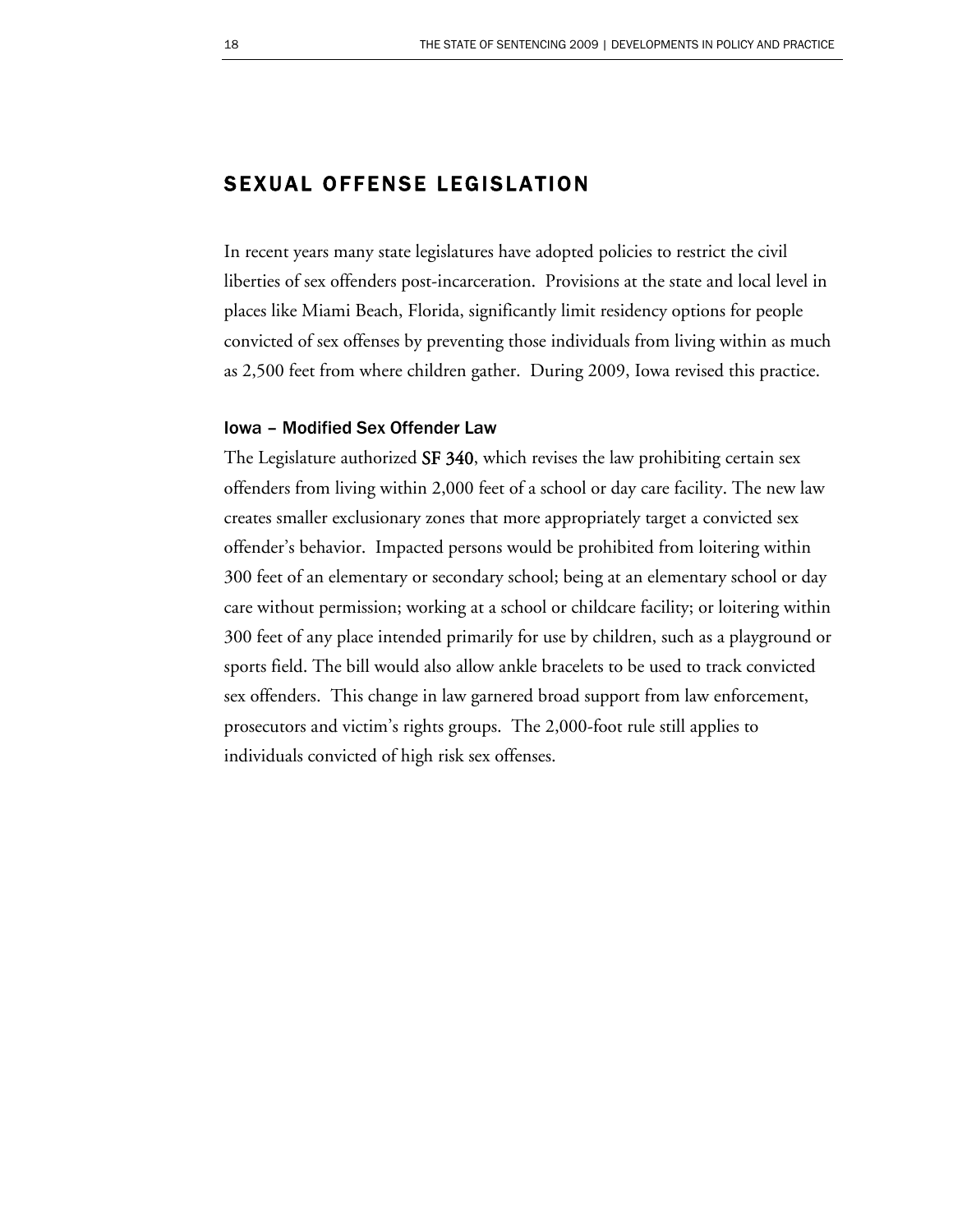## SEXUAL OFFENSE LEGISLATION

In recent years many state legislatures have adopted policies to restrict the civil liberties of sex offenders post-incarceration. Provisions at the state and local level in places like Miami Beach, Florida, significantly limit residency options for people convicted of sex offenses by preventing those individuals from living within as much as 2,500 feet from where children gather. During 2009, Iowa revised this practice.

### Iowa – Modified Sex Offender Law

The Legislature authorized **SF 340**, which revises the law prohibiting certain sex offenders from living within 2,000 feet of a school or day care facility. The new law creates smaller exclusionary zones that more appropriately target a convicted sex offender's behavior. Impacted persons would be prohibited from loitering within 300 feet of an elementary or secondary school; being at an elementary school or day care without permission; working at a school or childcare facility; or loitering within 300 feet of any place intended primarily for use by children, such as a playground or sports field. The bill would also allow ankle bracelets to be used to track convicted sex offenders. This change in law garnered broad support from law enforcement, prosecutors and victim's rights groups. The 2,000-foot rule still applies to individuals convicted of high risk sex offenses.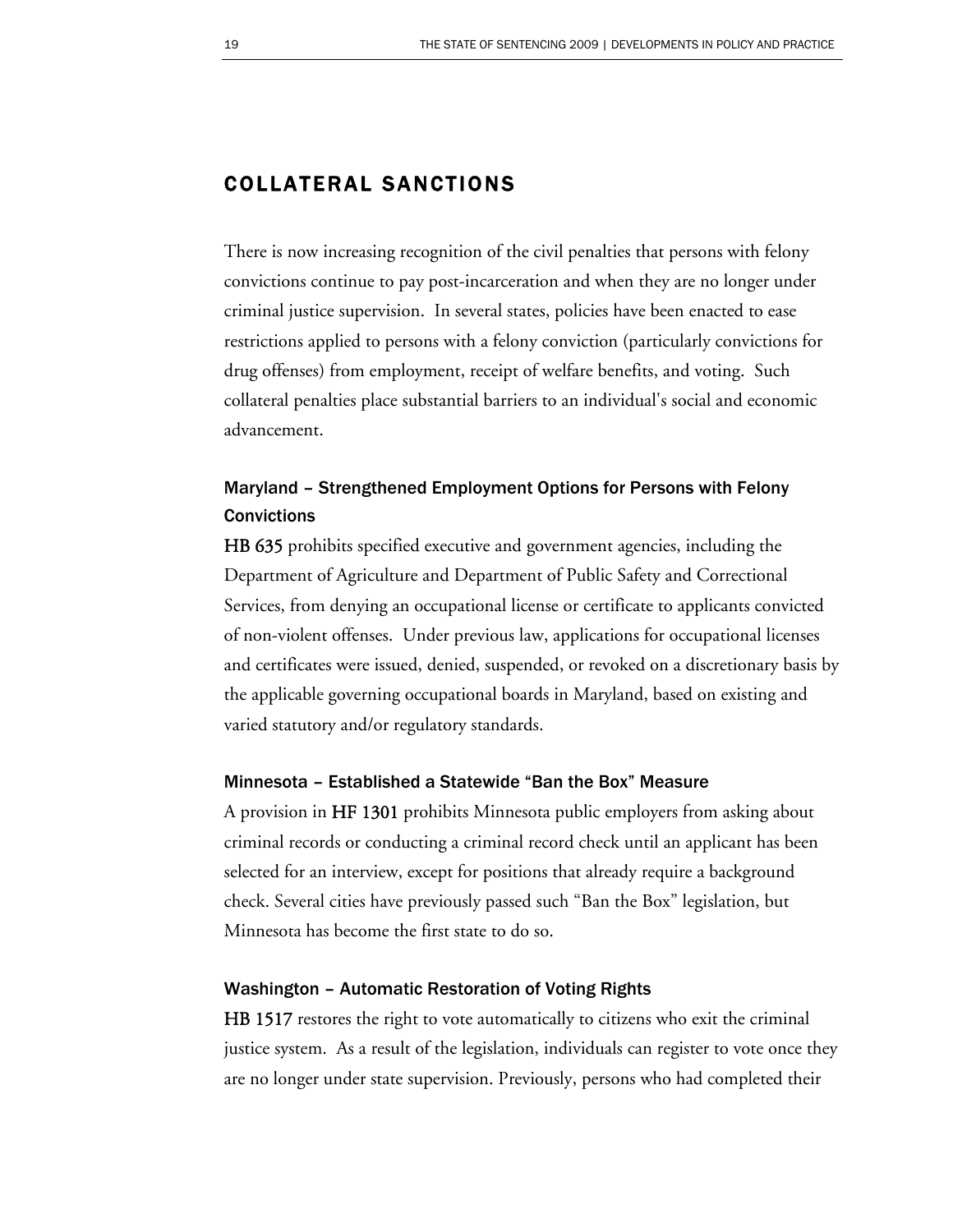## COLLATERAL SANCTIONS

There is now increasing recognition of the civil penalties that persons with felony convictions continue to pay post-incarceration and when they are no longer under criminal justice supervision. In several states, policies have been enacted to ease restrictions applied to persons with a felony conviction (particularly convictions for drug offenses) from employment, receipt of welfare benefits, and voting. Such collateral penalties place substantial barriers to an individual's social and economic advancement.

### Maryland – Strengthened Employment Options for Persons with Felony Convictions

**HB 635** prohibits specified executive and government agencies, including the Department of Agriculture and Department of Public Safety and Correctional Services, from denying an occupational license or certificate to applicants convicted of non-violent offenses. Under previous law, applications for occupational licenses and certificates were issued, denied, suspended, or revoked on a discretionary basis by the applicable governing occupational boards in Maryland, based on existing and varied statutory and/or regulatory standards.

### Minnesota – Established a Statewide "Ban the Box" Measure

A provision in **HF 1301** prohibits Minnesota public employers from asking about criminal records or conducting a criminal record check until an applicant has been selected for an interview, except for positions that already require a background check. Several cities have previously passed such "Ban the Box" legislation, but Minnesota has become the first state to do so.

### Washington – Automatic Restoration of Voting Rights

**HB 1517** restores the right to vote automatically to citizens who exit the criminal justice system. As a result of the legislation, individuals can register to vote once they are no longer under state supervision. Previously, persons who had completed their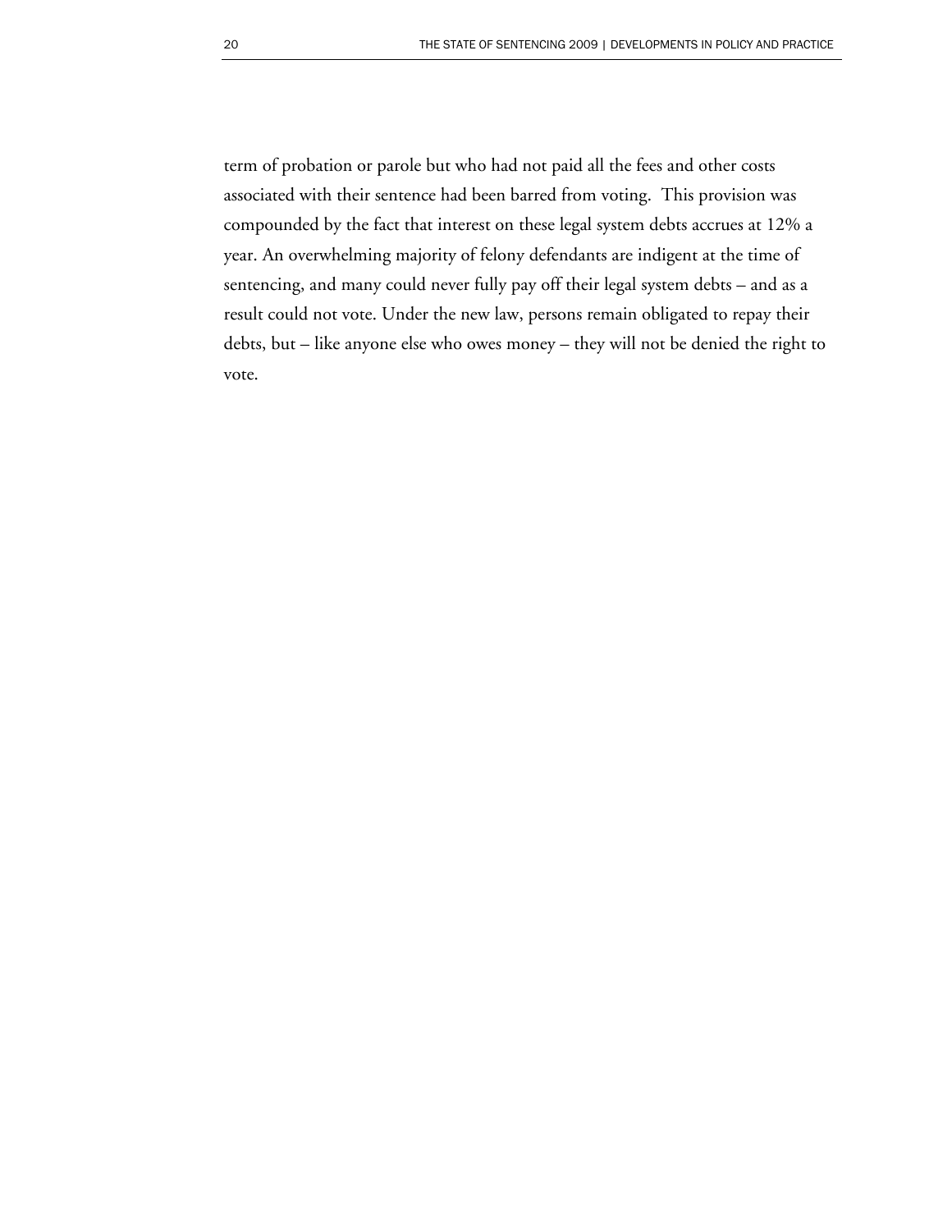term of probation or parole but who had not paid all the fees and other costs associated with their sentence had been barred from voting.  This provision was compounded by the fact that interest on these legal system debts accrues at 12% a year. An overwhelming majority of felony defendants are indigent at the time of sentencing, and many could never fully pay off their legal system debts – and as a result could not vote. Under the new law, persons remain obligated to repay their debts, but – like anyone else who owes money – they will not be denied the right to vote.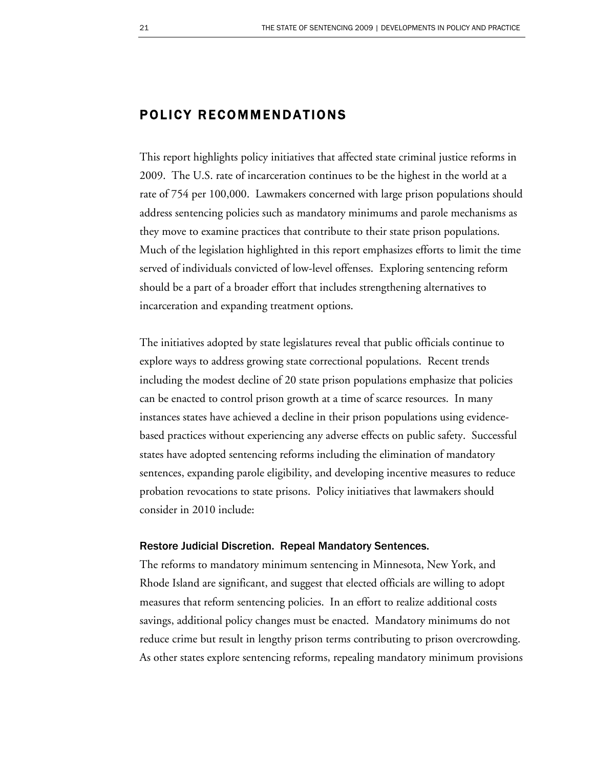## POLICY RECOMMENDATIONS

This report highlights policy initiatives that affected state criminal justice reforms in 2009. The U.S. rate of incarceration continues to be the highest in the world at a rate of 754 per 100,000. Lawmakers concerned with large prison populations should address sentencing policies such as mandatory minimums and parole mechanisms as they move to examine practices that contribute to their state prison populations. Much of the legislation highlighted in this report emphasizes efforts to limit the time served of individuals convicted of low-level offenses. Exploring sentencing reform should be a part of a broader effort that includes strengthening alternatives to incarceration and expanding treatment options.

The initiatives adopted by state legislatures reveal that public officials continue to explore ways to address growing state correctional populations. Recent trends including the modest decline of 20 state prison populations emphasize that policies can be enacted to control prison growth at a time of scarce resources. In many instances states have achieved a decline in their prison populations using evidence-based practices without experiencing any adverse effects on public safety. Successful states have adopted sentencing reforms including the elimination of mandatory sentences, expanding parole eligibility, and developing incentive measures to reduce probation revocations to state prisons. Policy initiatives that lawmakers should consider in 2010 include:

### Restore Judicial Discretion. Repeal Mandatory Sentences.

The reforms to mandatory minimum sentencing in Minnesota, New York, and Rhode Island are significant, and suggest that elected officials are willing to adopt measures that reform sentencing policies. In an effort to realize additional costs savings, additional policy changes must be enacted. Mandatory minimums do not reduce crime but result in lengthy prison terms contributing to prison overcrowding. As other states explore sentencing reforms, repealing mandatory minimum provisions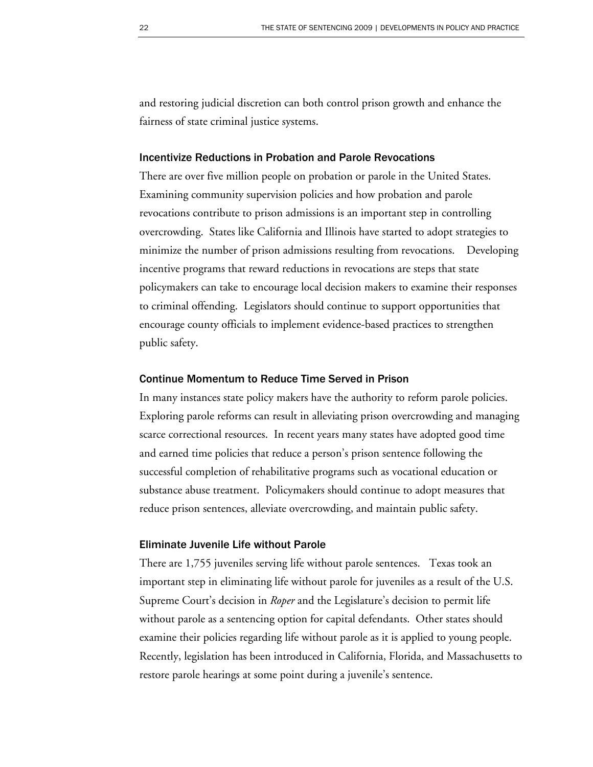and restoring judicial discretion can both control prison growth and enhance the fairness of state criminal justice systems.

### Incentivize Reductions in Probation and Parole Revocations

There are over five million people on probation or parole in the United States. Examining community supervision policies and how probation and parole revocations contribute to prison admissions is an important step in controlling overcrowding. States like California and Illinois have started to adopt strategies to minimize the number of prison admissions resulting from revocations. Developing incentive programs that reward reductions in revocations are steps that state policymakers can take to encourage local decision makers to examine their responses to criminal offending. Legislators should continue to support opportunities that encourage county officials to implement evidence-based practices to strengthen public safety.

### Continue Momentum to Reduce Time Served in Prison

In many instances state policy makers have the authority to reform parole policies. Exploring parole reforms can result in alleviating prison overcrowding and managing scarce correctional resources. In recent years many states have adopted good time and earned time policies that reduce a person's prison sentence following the successful completion of rehabilitative programs such as vocational education or substance abuse treatment. Policymakers should continue to adopt measures that reduce prison sentences, alleviate overcrowding, and maintain public safety.

### Eliminate Juvenile Life without Parole

There are 1,755 juveniles serving life without parole sentences. Texas took an important step in eliminating life without parole for juveniles as a result of the U.S. Supreme Court's decision in *Roper* and the Legislature's decision to permit life without parole as a sentencing option for capital defendants. Other states should examine their policies regarding life without parole as it is applied to young people. Recently, legislation has been introduced in California, Florida, and Massachusetts to restore parole hearings at some point during a juvenile's sentence.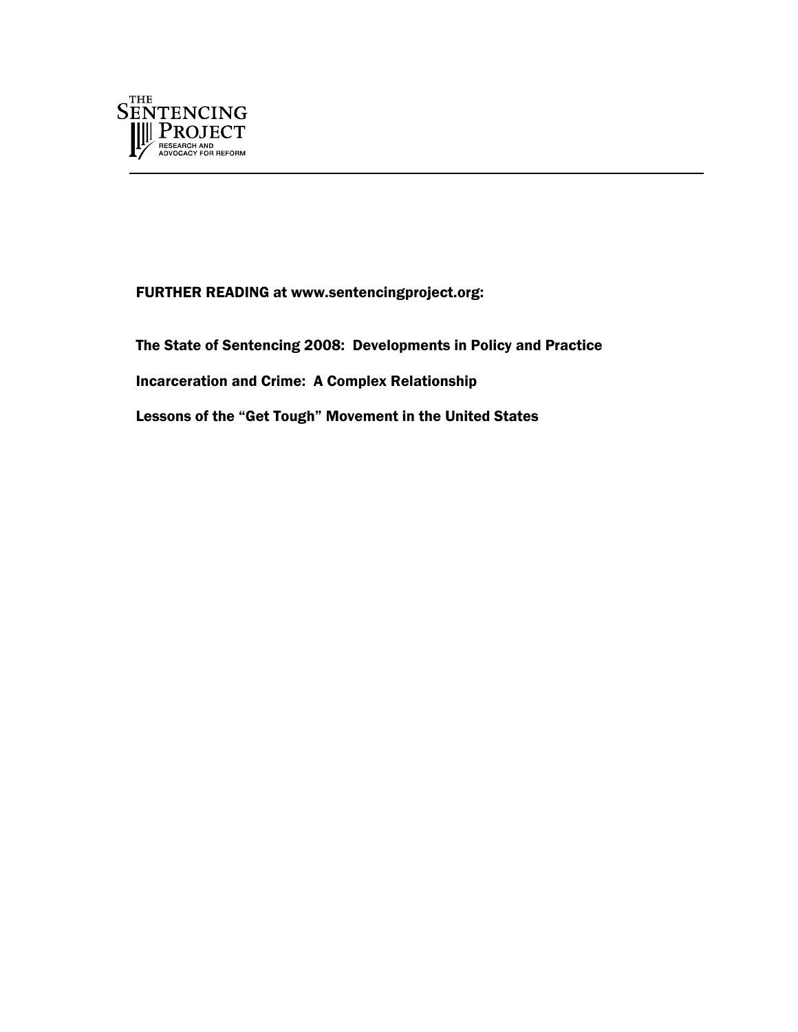THE SENTENCING PROJECT

RESEARCH AND ADVOCACY FOR REFORM

---

**FURTHER READING at www.sentencingproject.org:**

**The State of Sentencing 2008: Developments in Policy and Practice**

**Incarceration and Crime: A Complex Relationship**

**Lessons of the "Get Tough" Movement in the United States**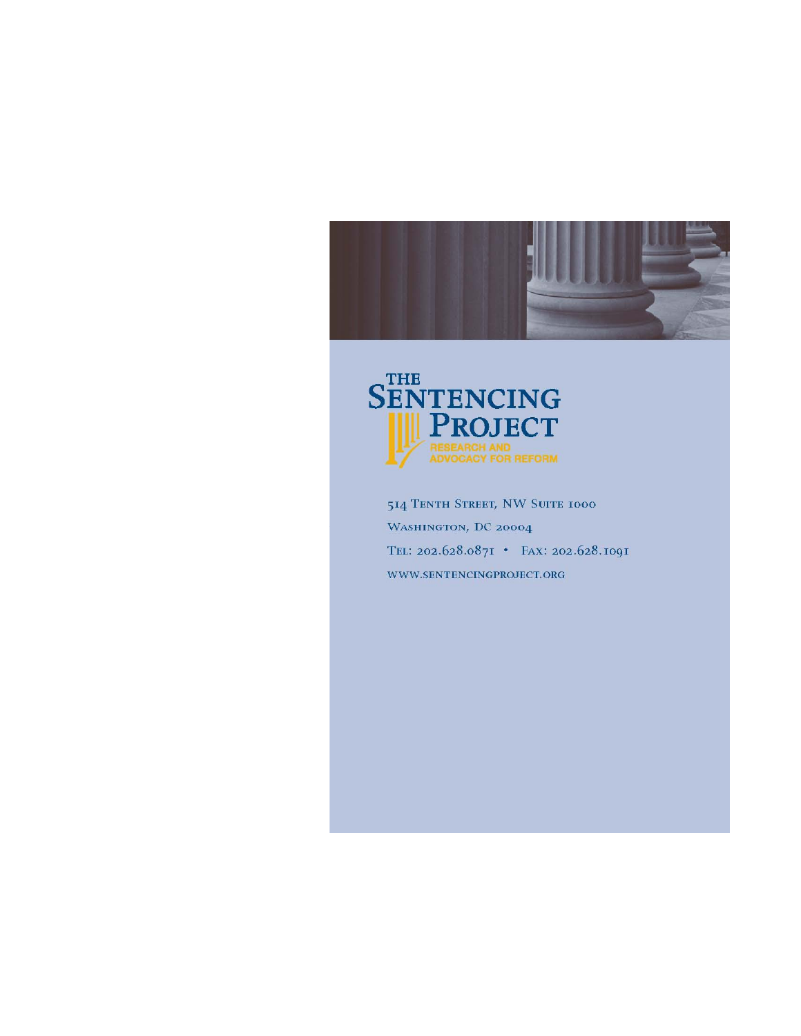THE SENTENCING PROJECT

RESEARCH AND ADVOCACY FOR REFORM

514 Tenth Street, NW Suite 1000

Washington, DC 20004

Tel: 202.628.0871 • Fax: 202.628.1091

www.sentencingproject.org